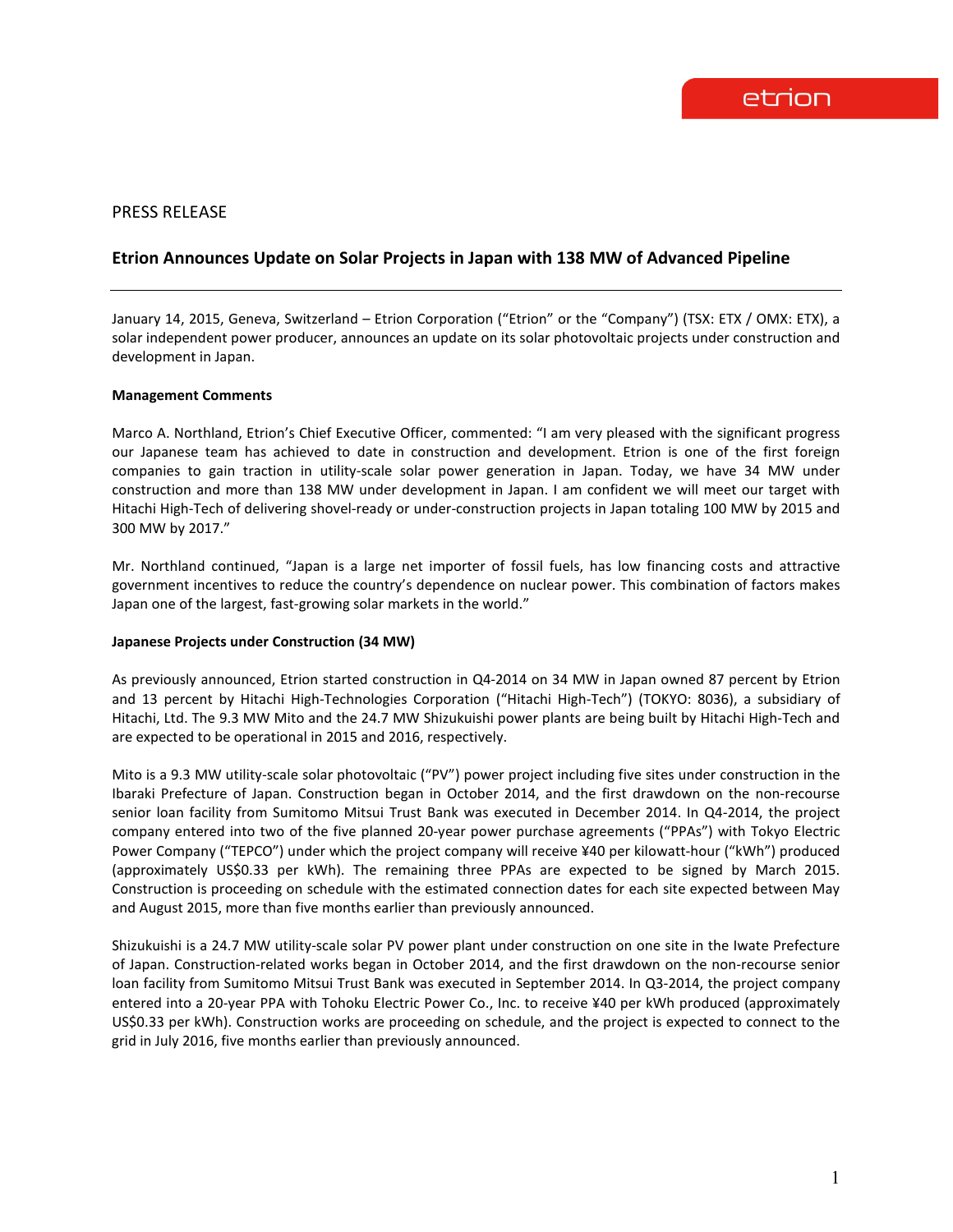PRESS RELEASE

# Etrion Announces Update on Solar Projects in Japan with 138 MW of Advanced Pipeline

---

January 14, 2015, Geneva, Switzerland – Etrion Corporation ("Etrion" or the "Company") (TSX: ETX / OMX: ETX), a solar independent power producer, announces an update on its solar photovoltaic projects under construction and development in Japan.

**Management Comments**

Marco A. Northland, Etrion's Chief Executive Officer, commented: "I am very pleased with the significant progress our Japanese team has achieved to date in construction and development. Etrion is one of the first foreign companies to gain traction in utility-scale solar power generation in Japan. Today, we have 34 MW under construction and more than 138 MW under development in Japan. I am confident we will meet our target with Hitachi High-Tech of delivering shovel-ready or under-construction projects in Japan totaling 100 MW by 2015 and 300 MW by 2017."

Mr. Northland continued, "Japan is a large net importer of fossil fuels, has low financing costs and attractive government incentives to reduce the country's dependence on nuclear power. This combination of factors makes Japan one of the largest, fast-growing solar markets in the world."

**Japanese Projects under Construction (34 MW)**

As previously announced, Etrion started construction in Q4-2014 on 34 MW in Japan owned 87 percent by Etrion and 13 percent by Hitachi High-Technologies Corporation ("Hitachi High-Tech") (TOKYO: 8036), a subsidiary of Hitachi, Ltd. The 9.3 MW Mito and the 24.7 MW Shizukuishi power plants are being built by Hitachi High-Tech and are expected to be operational in 2015 and 2016, respectively.

Mito is a 9.3 MW utility-scale solar photovoltaic ("PV") power project including five sites under construction in the Ibaraki Prefecture of Japan. Construction began in October 2014, and the first drawdown on the non-recourse senior loan facility from Sumitomo Mitsui Trust Bank was executed in December 2014. In Q4-2014, the project company entered into two of the five planned 20-year power purchase agreements ("PPAs") with Tokyo Electric Power Company ("TEPCO") under which the project company will receive ¥40 per kilowatt-hour ("kWh") produced (approximately US$0.33 per kWh). The remaining three PPAs are expected to be signed by March 2015. Construction is proceeding on schedule with the estimated connection dates for each site expected between May and August 2015, more than five months earlier than previously announced.

Shizukuishi is a 24.7 MW utility-scale solar PV power plant under construction on one site in the Iwate Prefecture of Japan. Construction-related works began in October 2014, and the first drawdown on the non-recourse senior loan facility from Sumitomo Mitsui Trust Bank was executed in September 2014. In Q3-2014, the project company entered into a 20-year PPA with Tohoku Electric Power Co., Inc. to receive ¥40 per kWh produced (approximately US$0.33 per kWh). Construction works are proceeding on schedule, and the project is expected to connect to the grid in July 2016, five months earlier than previously announced.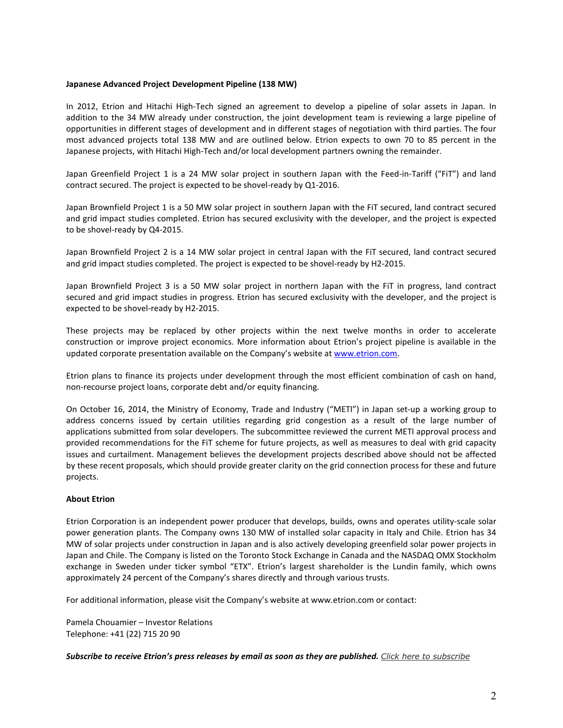**Japanese Advanced Project Development Pipeline (138 MW)**

In 2012, Etrion and Hitachi High-Tech signed an agreement to develop a pipeline of solar assets in Japan. In addition to the 34 MW already under construction, the joint development team is reviewing a large pipeline of opportunities in different stages of development and in different stages of negotiation with third parties. The four most advanced projects total 138 MW and are outlined below. Etrion expects to own 70 to 85 percent in the Japanese projects, with Hitachi High-Tech and/or local development partners owning the remainder.

Japan Greenfield Project 1 is a 24 MW solar project in southern Japan with the Feed-in-Tariff ("FiT") and land contract secured. The project is expected to be shovel-ready by Q1-2016.

Japan Brownfield Project 1 is a 50 MW solar project in southern Japan with the FiT secured, land contract secured and grid impact studies completed. Etrion has secured exclusivity with the developer, and the project is expected to be shovel-ready by Q4-2015.

Japan Brownfield Project 2 is a 14 MW solar project in central Japan with the FiT secured, land contract secured and grid impact studies completed. The project is expected to be shovel-ready by H2-2015.

Japan Brownfield Project 3 is a 50 MW solar project in northern Japan with the FiT in progress, land contract secured and grid impact studies in progress. Etrion has secured exclusivity with the developer, and the project is expected to be shovel-ready by H2-2015.

These projects may be replaced by other projects within the next twelve months in order to accelerate construction or improve project economics. More information about Etrion's project pipeline is available in the updated corporate presentation available on the Company's website at [www.etrion.com](http://www.etrion.com).

Etrion plans to finance its projects under development through the most efficient combination of cash on hand, non-recourse project loans, corporate debt and/or equity financing.

On October 16, 2014, the Ministry of Economy, Trade and Industry ("METI") in Japan set-up a working group to address concerns issued by certain utilities regarding grid congestion as a result of the large number of applications submitted from solar developers. The subcommittee reviewed the current METI approval process and provided recommendations for the FiT scheme for future projects, as well as measures to deal with grid capacity issues and curtailment. Management believes the development projects described above should not be affected by these recent proposals, which should provide greater clarity on the grid connection process for these and future projects.

**About Etrion**

Etrion Corporation is an independent power producer that develops, builds, owns and operates utility-scale solar power generation plants. The Company owns 130 MW of installed solar capacity in Italy and Chile. Etrion has 34 MW of solar projects under construction in Japan and is also actively developing greenfield solar power projects in Japan and Chile. The Company is listed on the Toronto Stock Exchange in Canada and the NASDAQ OMX Stockholm exchange in Sweden under ticker symbol "ETX". Etrion's largest shareholder is the Lundin family, which owns approximately 24 percent of the Company's shares directly and through various trusts.

For additional information, please visit the Company's website at www.etrion.com or contact:

Pamela Chouamier – Investor Relations
Telephone: +41 (22) 715 20 90

***Subscribe to receive Etrion's press releases by email as soon as they are published.*** *Click here to subscribe*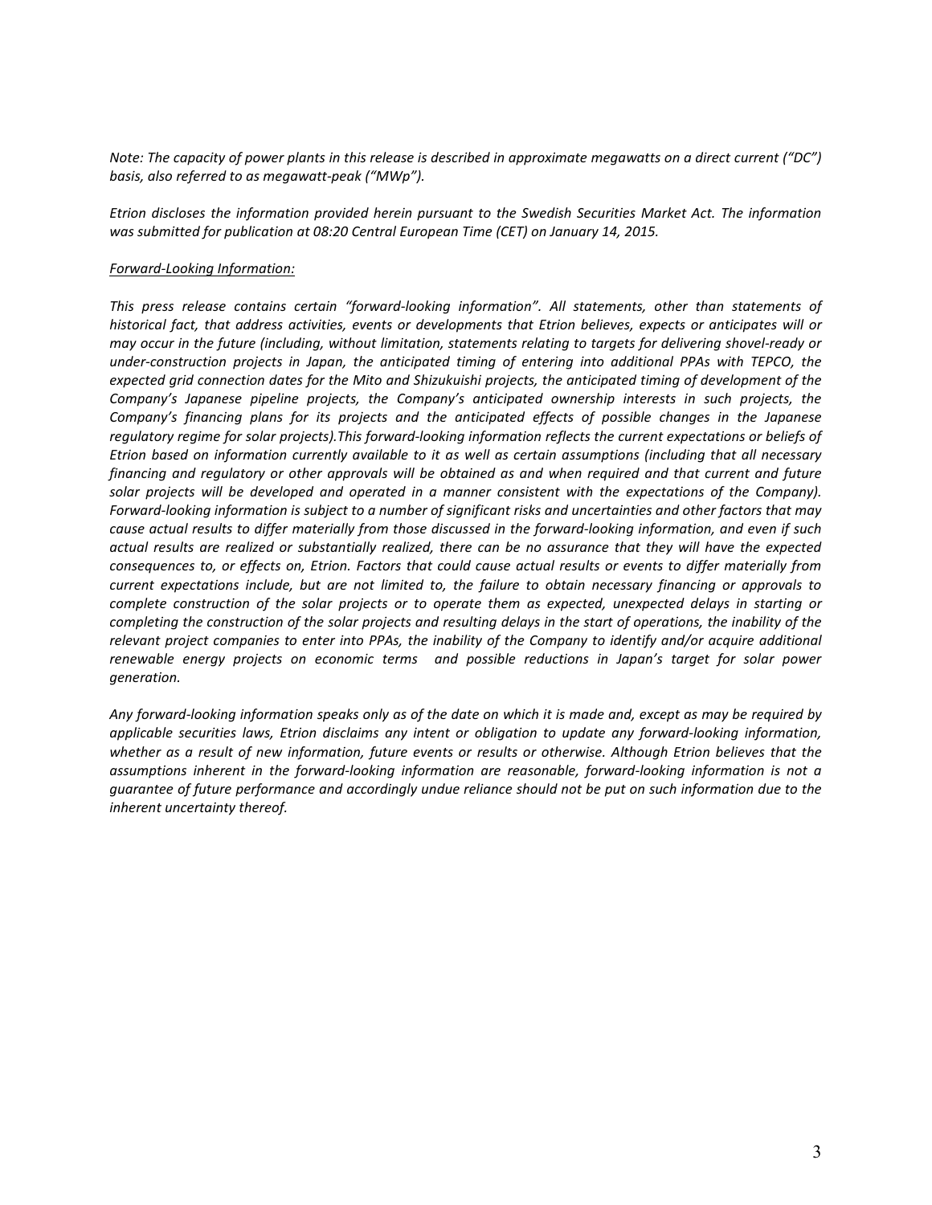*Note: The capacity of power plants in this release is described in approximate megawatts on a direct current ("DC") basis, also referred to as megawatt-peak ("MWp").*

*Etrion discloses the information provided herein pursuant to the Swedish Securities Market Act. The information was submitted for publication at 08:20 Central European Time (CET) on January 14, 2015.*

*Forward-Looking Information:*

*This press release contains certain "forward-looking information". All statements, other than statements of historical fact, that address activities, events or developments that Etrion believes, expects or anticipates will or may occur in the future (including, without limitation, statements relating to targets for delivering shovel-ready or under-construction projects in Japan, the anticipated timing of entering into additional PPAs with TEPCO, the expected grid connection dates for the Mito and Shizukuishi projects, the anticipated timing of development of the Company's Japanese pipeline projects, the Company's anticipated ownership interests in such projects, the Company's financing plans for its projects and the anticipated effects of possible changes in the Japanese regulatory regime for solar projects).This forward-looking information reflects the current expectations or beliefs of Etrion based on information currently available to it as well as certain assumptions (including that all necessary financing and regulatory or other approvals will be obtained as and when required and that current and future solar projects will be developed and operated in a manner consistent with the expectations of the Company). Forward-looking information is subject to a number of significant risks and uncertainties and other factors that may cause actual results to differ materially from those discussed in the forward-looking information, and even if such actual results are realized or substantially realized, there can be no assurance that they will have the expected consequences to, or effects on, Etrion. Factors that could cause actual results or events to differ materially from current expectations include, but are not limited to, the failure to obtain necessary financing or approvals to complete construction of the solar projects or to operate them as expected, unexpected delays in starting or completing the construction of the solar projects and resulting delays in the start of operations, the inability of the relevant project companies to enter into PPAs, the inability of the Company to identify and/or acquire additional renewable energy projects on economic terms and possible reductions in Japan's target for solar power generation.*

*Any forward-looking information speaks only as of the date on which it is made and, except as may be required by applicable securities laws, Etrion disclaims any intent or obligation to update any forward-looking information, whether as a result of new information, future events or results or otherwise. Although Etrion believes that the assumptions inherent in the forward-looking information are reasonable, forward-looking information is not a guarantee of future performance and accordingly undue reliance should not be put on such information due to the inherent uncertainty thereof.*